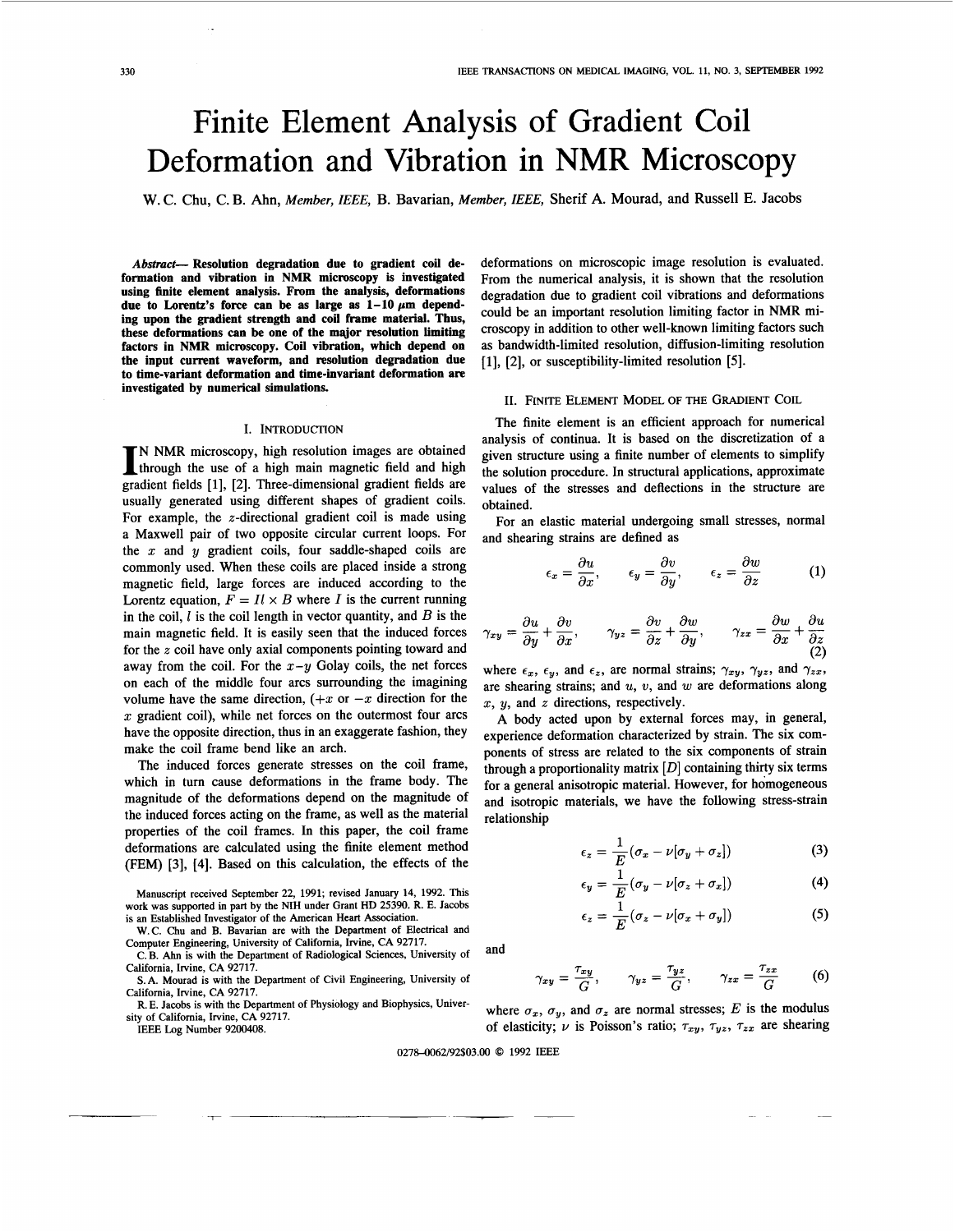# Finite Element Analysis of Gradient Coil Deformation and Vibration in NMR Microscopy

W. C. Chu, C. B. Ahn, *Member, IEEE*, B. Bavarian, *Member, IEEE*, Sherif A. Mourad, and Russell E. Jacobs

***Abstract*— Resolution degradation due to gradient coil deformation and vibration in NMR microscopy is investigated using finite element analysis. From the analysis, deformations due to Lorentz's force can be as large as 1–10 μm depending upon the gradient strength and coil frame material. Thus, these deformations can be one of the major resolution limiting factors in NMR microscopy. Coil vibration, which depend on the input current waveform, and resolution degradation due to time-variant deformation and time-invariant deformation are investigated by numerical simulations.**

## I. Introduction

In NMR microscopy, high resolution images are obtained through the use of a high main magnetic field and high gradient fields [1], [2]. Three-dimensional gradient fields are usually generated using different shapes of gradient coils. For example, the $z$-directional gradient coil is made using a Maxwell pair of two opposite circular current loops. For the $x$ and $y$ gradient coils, four saddle-shaped coils are commonly used. When these coils are placed inside a strong magnetic field, large forces are induced according to the Lorentz equation, $F = Il \times B$ where $I$ is the current running in the coil, $l$ is the coil length in vector quantity, and $B$ is the main magnetic field. It is easily seen that the induced forces for the $z$ coil have only axial components pointing toward and away from the coil. For the $x$–$y$ Golay coils, the net forces on each of the middle four arcs surrounding the imagining volume have the same direction, ($+x$ or $-x$ direction for the $x$ gradient coil), while net forces on the outermost four arcs have the opposite direction, thus in an exaggerate fashion, they make the coil frame bend like an arch.

The induced forces generate stresses on the coil frame, which in turn cause deformations in the frame body. The magnitude of the deformations depend on the magnitude of the induced forces acting on the frame, as well as the material properties of the coil frames. In this paper, the coil frame deformations are calculated using the finite element method (FEM) [3], [4]. Based on this calculation, the effects of the deformations on microscopic image resolution is evaluated. From the numerical analysis, it is shown that the resolution degradation due to gradient coil vibrations and deformations could be an important resolution limiting factor in NMR microscopy in addition to other well-known limiting factors such as bandwidth-limited resolution, diffusion-limiting resolution [1], [2], or susceptibility-limited resolution [5].

Manuscript received September 22, 1991; revised January 14, 1992. This work was supported in part by the NIH under Grant HD 25390. R. E. Jacobs is an Established Investigator of the American Heart Association.

W. C. Chu and B. Bavarian are with the Department of Electrical and Computer Engineering, University of California, Irvine, CA 92717.

C. B. Ahn is with the Department of Radiological Sciences, University of California, Irvine, CA 92717.

S. A. Mourad is with the Department of Civil Engineering, University of California, Irvine, CA 92717.

R. E. Jacobs is with the Department of Physiology and Biophysics, University of California, Irvine, CA 92717.

IEEE Log Number 9200408.

## II. Finite Element Model of the Gradient Coil

The finite element is an efficient approach for numerical analysis of continua. It is based on the discretization of a given structure using a finite number of elements to simplify the solution procedure. In structural applications, approximate values of the stresses and deflections in the structure are obtained.

For an elastic material undergoing small stresses, normal and shearing strains are defined as

$$\epsilon_x = \frac{\partial u}{\partial x}, \qquad \epsilon_y = \frac{\partial v}{\partial y}, \qquad \epsilon_z = \frac{\partial w}{\partial z} \tag{1}$$

$$\gamma_{xy} = \frac{\partial u}{\partial y} + \frac{\partial v}{\partial x}, \qquad \gamma_{yz} = \frac{\partial v}{\partial z} + \frac{\partial w}{\partial y}, \qquad \gamma_{zx} = \frac{\partial w}{\partial x} + \frac{\partial u}{\partial z} \tag{2}$$

where $\epsilon_x$, $\epsilon_y$, and $\epsilon_z$, are normal strains; $\gamma_{xy}$, $\gamma_{yz}$, and $\gamma_{zx}$, are shearing strains; and $u$, $v$, and $w$ are deformations along $x$, $y$, and $z$ directions, respectively.

A body acted upon by external forces may, in general, experience deformation characterized by strain. The six components of stress are related to the six components of strain through a proportionality matrix $[D]$ containing thirty six terms for a general anisotropic material. However, for homogeneous and isotropic materials, we have the following stress-strain relationship

$$\epsilon_z = \frac{1}{E}(\sigma_x - \nu[\sigma_y + \sigma_z]) \tag{3}$$

$$\epsilon_y = \frac{1}{E}(\sigma_y - \nu[\sigma_z + \sigma_x]) \tag{4}$$

$$\epsilon_z = \frac{1}{E}(\sigma_z - \nu[\sigma_x + \sigma_y]) \tag{5}$$

and

$$\gamma_{xy} = \frac{\tau_{xy}}{G}, \qquad \gamma_{yz} = \frac{\tau_{yz}}{G}, \qquad \gamma_{zx} = \frac{\tau_{zx}}{G} \tag{6}$$

where $\sigma_x$, $\sigma_y$, and $\sigma_z$ are normal stresses; $E$ is the modulus of elasticity; $\nu$ is Poisson's ratio; $\tau_{xy}$, $\tau_{yz}$, $\tau_{zx}$ are shearing

0278–0062/92$03.00 © 1992 IEEE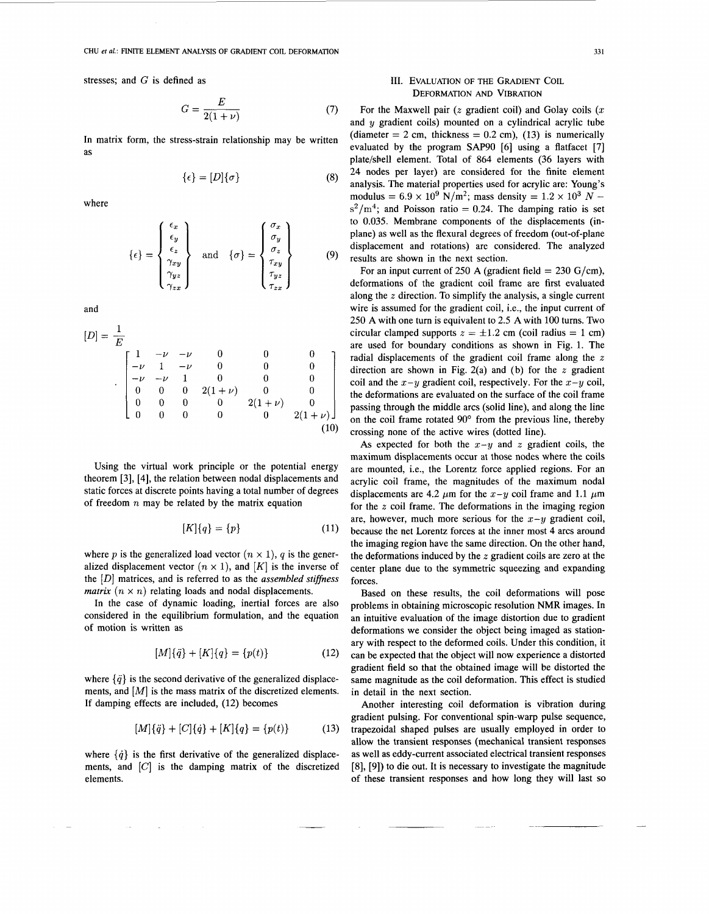stresses; and $G$ is defined as

$$G = \frac{E}{2(1+\nu)} \tag{7}$$

In matrix form, the stress-strain relationship may be written as

$$\{\epsilon\} = [D]\{\sigma\} \tag{8}$$

where

$$\{\epsilon\} = \begin{Bmatrix} \epsilon_x \\ \epsilon_y \\ \epsilon_z \\ \gamma_{xy} \\ \gamma_{yz} \\ \gamma_{zx} \end{Bmatrix} \quad \text{and} \quad \{\sigma\} = \begin{Bmatrix} \sigma_x \\ \sigma_y \\ \sigma_z \\ \tau_{xy} \\ \tau_{yz} \\ \tau_{zx} \end{Bmatrix} \tag{9}$$

and

$$[D] = \frac{1}{E} \cdot \begin{bmatrix} 1 & -\nu & -\nu & 0 & 0 & 0 \\ -\nu & 1 & -\nu & 0 & 0 & 0 \\ -\nu & -\nu & 1 & 0 & 0 & 0 \\ 0 & 0 & 0 & 2(1+\nu) & 0 & 0 \\ 0 & 0 & 0 & 0 & 2(1+\nu) & 0 \\ 0 & 0 & 0 & 0 & 0 & 2(1+\nu) \end{bmatrix} \tag{10}$$

Using the virtual work principle or the potential energy theorem [3], [4], the relation between nodal displacements and static forces at discrete points having a total number of degrees of freedom $n$ may be related by the matrix equation

$$[K]\{q\} = \{p\} \tag{11}$$

where $p$ is the generalized load vector ($n \times 1$), $q$ is the generalized displacement vector ($n \times 1$), and $[K]$ is the inverse of the $[D]$ matrices, and is referred to as the *assembled stiffness matrix* ($n \times n$) relating loads and nodal displacements.

In the case of dynamic loading, inertial forces are also considered in the equilibrium formulation, and the equation of motion is written as

$$[M]\{\ddot{q}\} + [K]\{q\} = \{p(t)\} \tag{12}$$

where $\{\ddot{q}\}$ is the second derivative of the generalized displacements, and $[M]$ is the mass matrix of the discretized elements. If damping effects are included, (12) becomes

$$[M]\{\ddot{q}\} + [C]\{\dot{q}\} + [K]\{q\} = \{p(t)\} \tag{13}$$

where $\{\dot{q}\}$ is the first derivative of the generalized displacements, and $[C]$ is the damping matrix of the discretized elements.

## III. Evaluation of the Gradient Coil Deformation and Vibration

For the Maxwell pair ($z$ gradient coil) and Golay coils ($x$ and $y$ gradient coils) mounted on a cylindrical acrylic tube (diameter = 2 cm, thickness = 0.2 cm), (13) is numerically evaluated by the program SAP90 [6] using a flatfacet [7] plate/shell element. Total of 864 elements (36 layers with 24 nodes per layer) are considered for the finite element analysis. The material properties used for acrylic are: Young's modulus = $6.9 \times 10^9$ N/m$^2$; mass density = $1.2 \times 10^3$ N $-$ s$^2$/m$^4$; and Poisson ratio = 0.24. The damping ratio is set to 0.035. Membrane components of the displacements (in-plane) as well as the flexural degrees of freedom (out-of-plane displacement and rotations) are considered. The analyzed results are shown in the next section.

For an input current of 250 A (gradient field = 230 G/cm), deformations of the gradient coil frame are first evaluated along the $z$ direction. To simplify the analysis, a single current wire is assumed for the gradient coil, i.e., the input current of 250 A with one turn is equivalent to 2.5 A with 100 turns. Two circular clamped supports $z = \pm 1.2$ cm (coil radius = 1 cm) are used for boundary conditions as shown in Fig. 1. The radial displacements of the gradient coil frame along the $z$ direction are shown in Fig. 2(a) and (b) for the $z$ gradient coil and the $x$–$y$ gradient coil, respectively. For the $x$–$y$ coil, the deformations are evaluated on the surface of the coil frame passing through the middle arcs (solid line), and along the line on the coil frame rotated 90° from the previous line, thereby crossing none of the active wires (dotted line).

As expected for both the $x$–$y$ and $z$ gradient coils, the maximum displacements occur at those nodes where the coils are mounted, i.e., the Lorentz force applied regions. For an acrylic coil frame, the magnitudes of the maximum nodal displacements are 4.2 $\mu$m for the $x$–$y$ coil frame and 1.1 $\mu$m for the $z$ coil frame. The deformations in the imaging region are, however, much more serious for the $x$–$y$ gradient coil, because the net Lorentz forces at the inner most 4 arcs around the imaging region have the same direction. On the other hand, the deformations induced by the $z$ gradient coils are zero at the center plane due to the symmetric squeezing and expanding forces.

Based on these results, the coil deformations will pose problems in obtaining microscopic resolution NMR images. In an intuitive evaluation of the image distortion due to gradient deformations we consider the object being imaged as stationary with respect to the deformed coils. Under this condition, it can be expected that the object will now experience a distorted gradient field so that the obtained image will be distorted the same magnitude as the coil deformation. This effect is studied in detail in the next section.

Another interesting coil deformation is vibration during gradient pulsing. For conventional spin-warp pulse sequence, trapezoidal shaped pulses are usually employed in order to allow the transient responses (mechanical transient responses as well as eddy-current associated electrical transient responses [8], [9]) to die out. It is necessary to investigate the magnitude of these transient responses and how long they will last so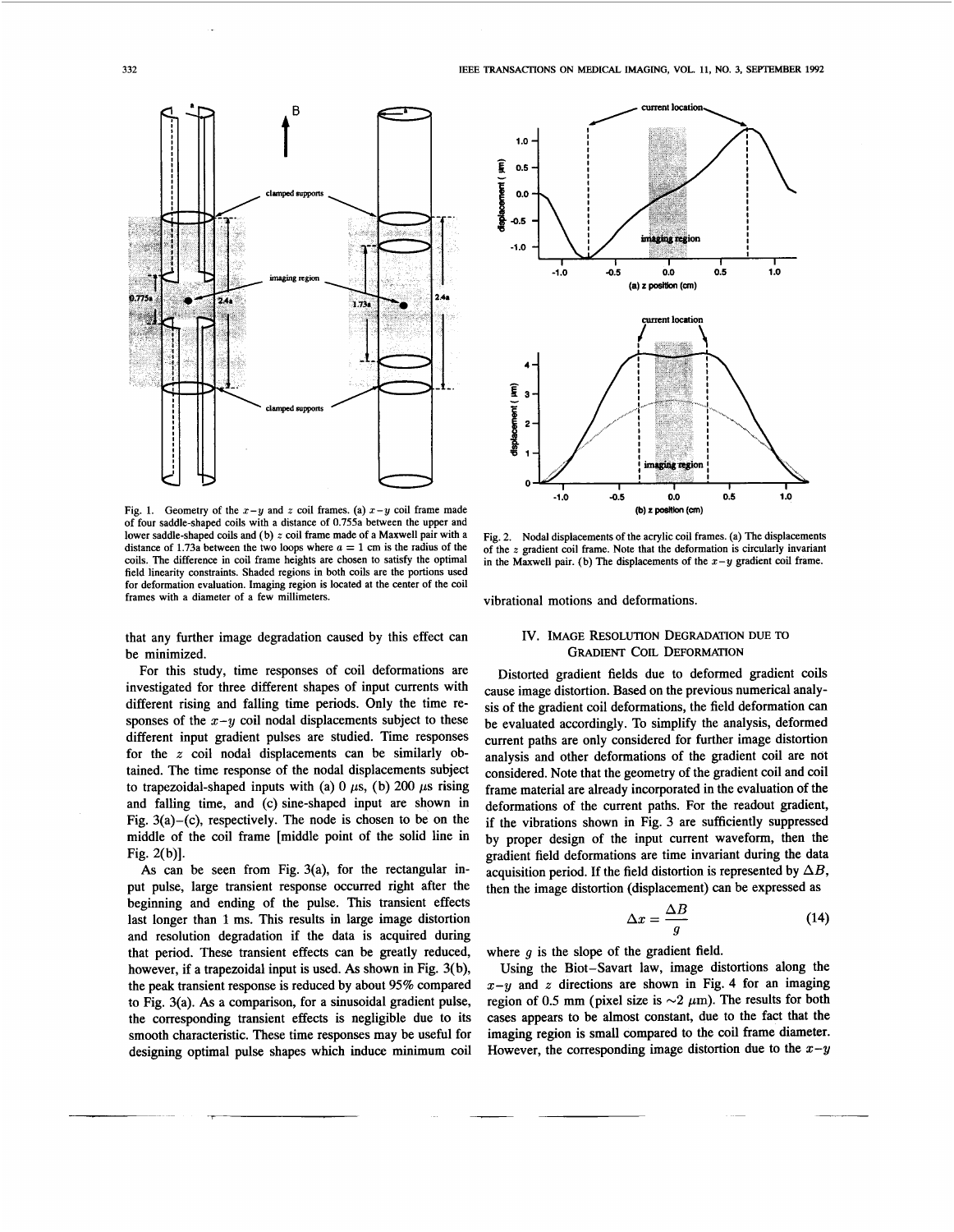Fig. 1. Geometry of the $x-y$ and $z$ coil frames. (a) $x-y$ coil frame made of four saddle-shaped coils with a distance of 0.755a between the upper and lower saddle-shaped coils and (b) $z$ coil frame made of a Maxwell pair with a distance of 1.73a between the two loops where $a = 1$ cm is the radius of the coils. The difference in coil frame heights are chosen to satisfy the optimal field linearity constraints. Shaded regions in both coils are the portions used for deformation evaluation. Imaging region is located at the center of the coil frames with a diameter of a few millimeters.

Fig. 2. Nodal displacements of the acrylic coil frames. (a) The displacements of the $z$ gradient coil frame. Note that the deformation is circularly invariant in the Maxwell pair. (b) The displacements of the $x-y$ gradient coil frame.

that any further image degradation caused by this effect can be minimized.

For this study, time responses of coil deformations are investigated for three different shapes of input currents with different rising and falling time periods. Only the time responses of the $x-y$ coil nodal displacements subject to these different input gradient pulses are studied. Time responses for the $z$ coil nodal displacements can be similarly obtained. The time response of the nodal displacements subject to trapezoidal-shaped inputs with (a) 0 $\mu$s, (b) 200 $\mu$s rising and falling time, and (c) sine-shaped input are shown in Fig. 3(a)–(c), respectively. The node is chosen to be on the middle of the coil frame [middle point of the solid line in Fig. 2(b)].

As can be seen from Fig. 3(a), for the rectangular input pulse, large transient response occurred right after the beginning and ending of the pulse. This transient effects last longer than 1 ms. This results in large image distortion and resolution degradation if the data is acquired during that period. These transient effects can be greatly reduced, however, if a trapezoidal input is used. As shown in Fig. 3(b), the peak transient response is reduced by about 95% compared to Fig. 3(a). As a comparison, for a sinusoidal gradient pulse, the corresponding transient effects is negligible due to its smooth characteristic. These time responses may be useful for designing optimal pulse shapes which induce minimum coil vibrational motions and deformations.

## IV. Image Resolution Degradation due to Gradient Coil Deformation

Distorted gradient fields due to deformed gradient coils cause image distortion. Based on the previous numerical analysis of the gradient coil deformations, the field deformation can be evaluated accordingly. To simplify the analysis, deformed current paths are only considered for further image distortion analysis and other deformations of the gradient coil are not considered. Note that the geometry of the gradient coil and coil frame material are already incorporated in the evaluation of the deformations of the current paths. For the readout gradient, if the vibrations shown in Fig. 3 are sufficiently suppressed by proper design of the input current waveform, then the gradient field deformations are time invariant during the data acquisition period. If the field distortion is represented by $\Delta B$, then the image distortion (displacement) can be expressed as

$$\Delta x = \frac{\Delta B}{g} \tag{14}$$

where $g$ is the slope of the gradient field.

Using the Biot–Savart law, image distortions along the $x-y$ and $z$ directions are shown in Fig. 4 for an imaging region of 0.5 mm (pixel size is ~2 $\mu$m). The results for both cases appears to be almost constant, due to the fact that the imaging region is small compared to the coil frame diameter. However, the corresponding image distortion due to the $x-y$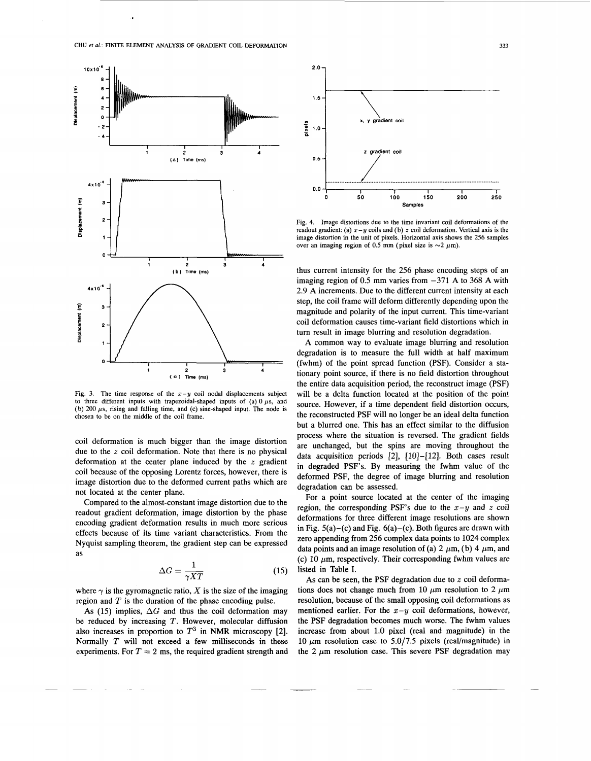Fig. 3. The time response of the $x-y$ coil nodal displacements subject to three different inputs with trapezoidal-shaped inputs of (a) 0 $\mu$s, and (b) 200 $\mu$s, rising and falling time, and (c) sine-shaped input. The node is chosen to be on the middle of the coil frame.

coil deformation is much bigger than the image distortion due to the $z$ coil deformation. Note that there is no physical deformation at the center plane induced by the $z$ gradient coil because of the opposing Lorentz forces, however, there is image distortion due to the deformed current paths which are not located at the center plane.

Compared to the almost-constant image distortion due to the readout gradient deformation, image distortion by the phase encoding gradient deformation results in much more serious effects because of its time variant characteristics. From the Nyquist sampling theorem, the gradient step can be expressed as

$$\Delta G = \frac{1}{\gamma X T} \tag{15}$$

where $\gamma$ is the gyromagnetic ratio, $X$ is the size of the imaging region and $T$ is the duration of the phase encoding pulse.

As (15) implies, $\Delta G$ and thus the coil deformation may be reduced by increasing $T$. However, molecular diffusion also increases in proportion to $T^3$ in NMR microscopy [2]. Normally $T$ will not exceed a few milliseconds in these experiments. For $T = 2$ ms, the required gradient strength and thus current intensity for the 256 phase encoding steps of an imaging region of 0.5 mm varies from $-371$ A to 368 A with 2.9 A increments. Due to the different current intensity at each step, the coil frame will deform differently depending upon the magnitude and polarity of the input current. This time-variant coil deformation causes time-variant field distortions which in turn result in image blurring and resolution degradation.

Fig. 4. Image distortions due to the time invariant coil deformations of the readout gradient: (a) $x-y$ coils and (b) $z$ coil deformation. Vertical axis is the image distortion in the unit of pixels. Horizontal axis shows the 256 samples over an imaging region of 0.5 mm (pixel size is $\sim$2 $\mu$m).

A common way to evaluate image blurring and resolution degradation is to measure the full width at half maximum (fwhm) of the point spread function (PSF). Consider a stationary point source, if there is no field distortion throughout the entire data acquisition period, the reconstruct image (PSF) will be a delta function located at the position of the point source. However, if a time dependent field distortion occurs, the reconstructed PSF will no longer be an ideal delta function but a blurred one. This has an effect similar to the diffusion process where the situation is reversed. The gradient fields are unchanged, but the spins are moving throughout the data acquisition periods [2], [10]–[12]. Both cases result in degraded PSF's. By measuring the fwhm value of the deformed PSF, the degree of image blurring and resolution degradation can be assessed.

For a point source located at the center of the imaging region, the corresponding PSF's due to the $x-y$ and $z$ coil deformations for three different image resolutions are shown in Fig. 5(a)–(c) and Fig. 6(a)–(c). Both figures are drawn with zero appending from 256 complex data points to 1024 complex data points and an image resolution of (a) 2 $\mu$m, (b) 4 $\mu$m, and (c) 10 $\mu$m, respectively. Their corresponding fwhm values are listed in Table I.

As can be seen, the PSF degradation due to $z$ coil deformations does not change much from 10 $\mu$m resolution to 2 $\mu$m resolution, because of the small opposing coil deformations as mentioned earlier. For the $x-y$ coil deformations, however, the PSF degradation becomes much worse. The fwhm values increase from about 1.0 pixel (real and magnitude) in the 10 $\mu$m resolution case to 5.0/7.5 pixels (real/magnitude) in the 2 $\mu$m resolution case. This severe PSF degradation may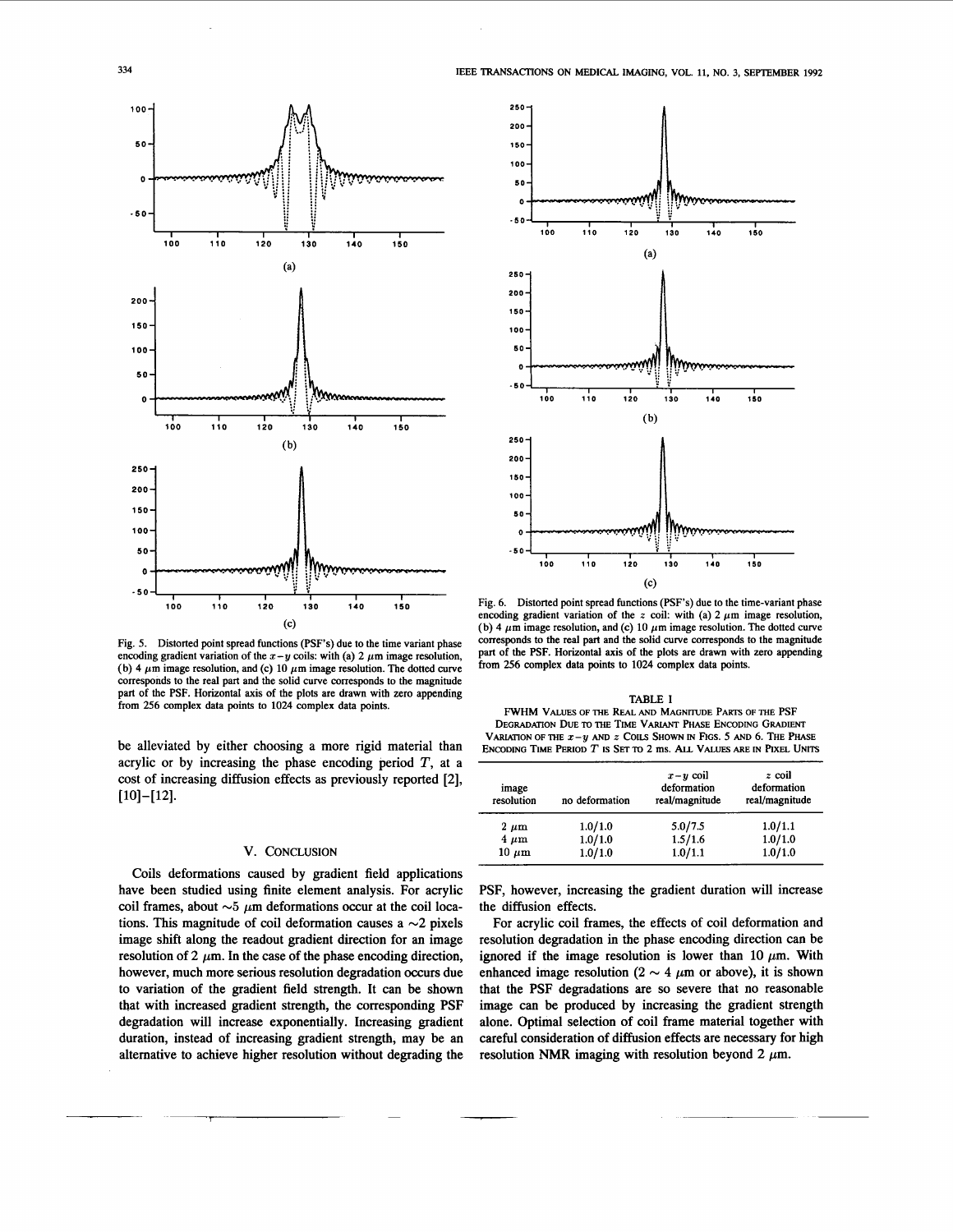Fig. 5. Distorted point spread functions (PSF's) due to the time variant phase encoding gradient variation of the $x-y$ coils: with (a) 2 $\mu$m image resolution, (b) 4 $\mu$m image resolution, and (c) 10 $\mu$m image resolution. The dotted curve corresponds to the real part and the solid curve corresponds to the magnitude part of the PSF. Horizontal axis of the plots are drawn with zero appending from 256 complex data points to 1024 complex data points.

Fig. 6. Distorted point spread functions (PSF's) due to the time-variant phase encoding gradient variation of the $z$ coil: with (a) 2 $\mu$m image resolution, (b) 4 $\mu$m image resolution, and (c) 10 $\mu$m image resolution. The dotted curve corresponds to the real part and the solid curve corresponds to the magnitude part of the PSF. Horizontal axis of the plots are drawn with zero appending from 256 complex data points to 1024 complex data points.

be alleviated by either choosing a more rigid material than acrylic or by increasing the phase encoding period $T$, at a cost of increasing diffusion effects as previously reported [2], [10]–[12].

TABLE I
FWHM Values of the Real and Magnitude Parts of the PSF Degradation Due to the Time Variant Phase Encoding Gradient Variation of the $x-y$ and $z$ Coils Shown in Figs. 5 and 6. The Phase Encoding Time Period $T$ is Set to 2 ms. All Values are in Pixel Units

| image resolution | no deformation | $x-y$ coil deformation real/magnitude | $z$ coil deformation real/magnitude |
|---|---|---|---|
| 2 $\mu$m | 1.0/1.0 | 5.0/7.5 | 1.0/1.1 |
| 4 $\mu$m | 1.0/1.0 | 1.5/1.6 | 1.0/1.0 |
| 10 $\mu$m | 1.0/1.0 | 1.0/1.1 | 1.0/1.0 |

## V. Conclusion

Coils deformations caused by gradient field applications have been studied using finite element analysis. For acrylic coil frames, about ~5 $\mu$m deformations occur at the coil locations. This magnitude of coil deformation causes a ~2 pixels image shift along the readout gradient direction for an image resolution of 2 $\mu$m. In the case of the phase encoding direction, however, much more serious resolution degradation occurs due to variation of the gradient field strength. It can be shown that with increased gradient strength, the corresponding PSF degradation will increase exponentially. Increasing gradient duration, instead of increasing gradient strength, may be an alternative to achieve higher resolution without degrading the PSF, however, increasing the gradient duration will increase the diffusion effects.

For acrylic coil frames, the effects of coil deformation and resolution degradation in the phase encoding direction can be ignored if the image resolution is lower than 10 $\mu$m. With enhanced image resolution (2 ~ 4 $\mu$m or above), it is shown that the PSF degradations are so severe that no reasonable image can be produced by increasing the gradient strength alone. Optimal selection of coil frame material together with careful consideration of diffusion effects are necessary for high resolution NMR imaging with resolution beyond 2 $\mu$m.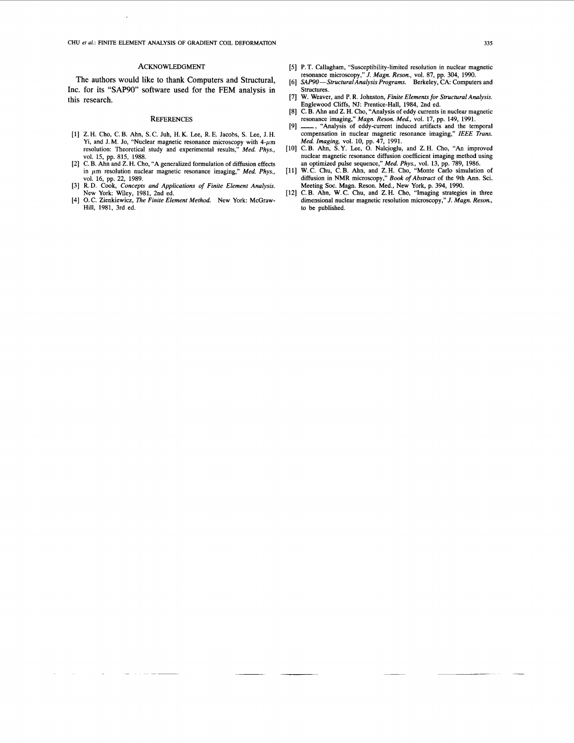## ACKNOWLEDGMENT

The authors would like to thank Computers and Structural, Inc. for its "SAP90" software used for the FEM analysis in this research.

## REFERENCES

[1] Z. H. Cho, C. B. Ahn, S. C. Juh, H. K. Lee, R. E. Jacobs, S. Lee, J. H. Yi, and J. M. Jo, "Nuclear magnetic resonance microscopy with 4-$\mu$m resolution: Theoretical study and experimental results," *Med. Phys.*, vol. 15, pp. 815, 1988.

[2] C. B. Ahn and Z. H. Cho, "A generalized formulation of diffusion effects in $\mu$m resolution nuclear magnetic resonance imaging," *Med. Phys.*, vol. 16, pp. 22, 1989.

[3] R. D. Cook, *Concepts and Applications of Finite Element Analysis*. New York: Wiley, 1981, 2nd ed.

[4] O. C. Zienkiewicz, *The Finite Element Method*. New York: McGraw-Hill, 1981, 3rd ed.

[5] P. T. Callagham, "Susceptibility-limited resolution in nuclear magnetic resonance microscopy," *J. Magn. Reson.*, vol. 87, pp. 304, 1990.

[6] *SAP90—Structural Analysis Programs*. Berkeley, CA: Computers and Structures.

[7] W. Weaver, and P. R. Johnston, *Finite Elements for Structural Analysis*. Englewood Cliffs, NJ: Prentice-Hall, 1984, 2nd ed.

[8] C. B. Ahn and Z. H. Cho, "Analysis of eddy currents in nuclear magnetic resonance imaging," *Magn. Reson. Med.*, vol. 17, pp. 149, 1991.

[9] ——, "Analysis of eddy-current induced artifacts and the temporal compensation in nuclear magnetic resonance imaging," *IEEE Trans. Med. Imaging*, vol. 10, pp. 47, 1991.

[10] C. B. Ahn, S. Y. Lee, O. Nalcioglu, and Z. H. Cho, "An improved nuclear magnetic resonance diffusion coefficient imaging method using an optimized pulse sequence," *Med. Phys.*, vol. 13, pp. 789, 1986.

[11] W. C. Chu, C. B. Ahn, and Z. H. Cho, "Monte Carlo simulation of diffusion in NMR microscopy," *Book of Abstract* of the 9th Ann. Sci. Meeting Soc. Magn. Reson. Med., New York, p. 394, 1990.

[12] C. B. Ahn, W. C. Chu, and Z. H. Cho, "Imaging strategies in three dimensional nuclear magnetic resolution microscopy," *J. Magn. Reson.*, to be published.